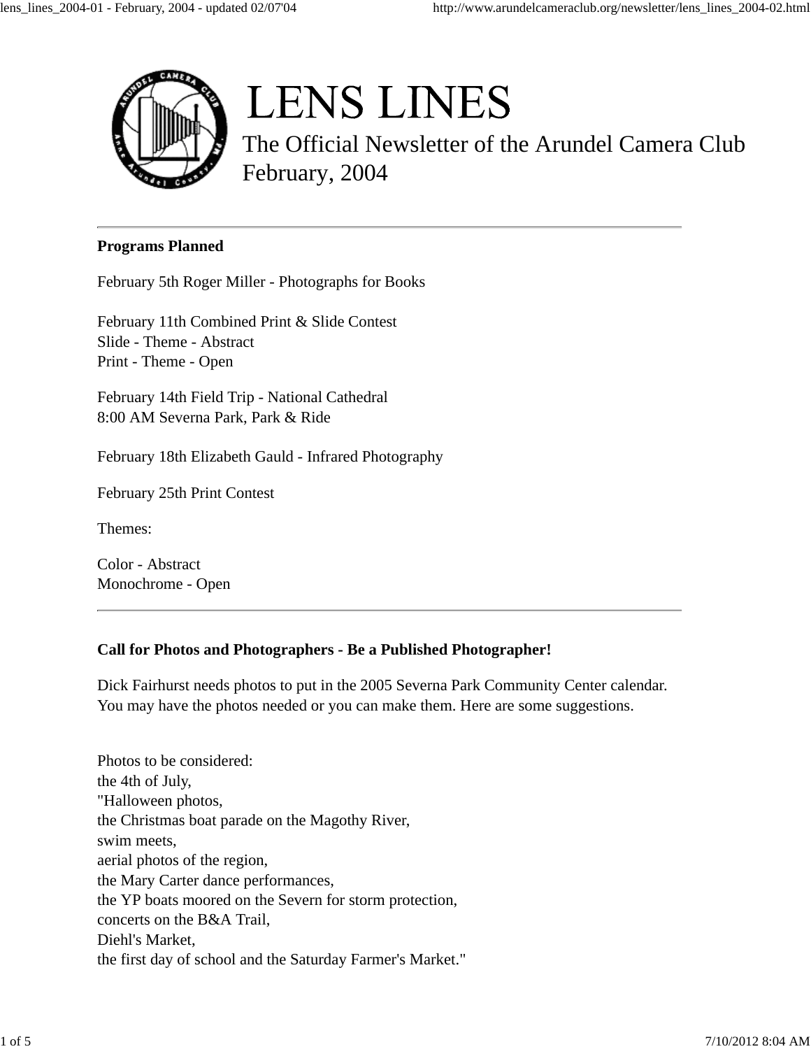# LENS LINES

The Official Newsletter of the Arundel Camera Club
February, 2004

---

**Programs Planned**

February 5th Roger Miller - Photographs for Books

February 11th Combined Print & Slide Contest
Slide - Theme - Abstract
Print - Theme - Open

February 14th Field Trip - National Cathedral
8:00 AM Severna Park, Park & Ride

February 18th Elizabeth Gauld - Infrared Photography

February 25th Print Contest

Themes:

Color - Abstract
Monochrome - Open

---

**Call for Photos and Photographers - Be a Published Photographer!**

Dick Fairhurst needs photos to put in the 2005 Severna Park Community Center calendar. You may have the photos needed or you can make them. Here are some suggestions.

Photos to be considered:
the 4th of July,
"Halloween photos,
the Christmas boat parade on the Magothy River,
swim meets,
aerial photos of the region,
the Mary Carter dance performances,
the YP boats moored on the Severn for storm protection,
concerts on the B&A Trail,
Diehl's Market,
the first day of school and the Saturday Farmer's Market."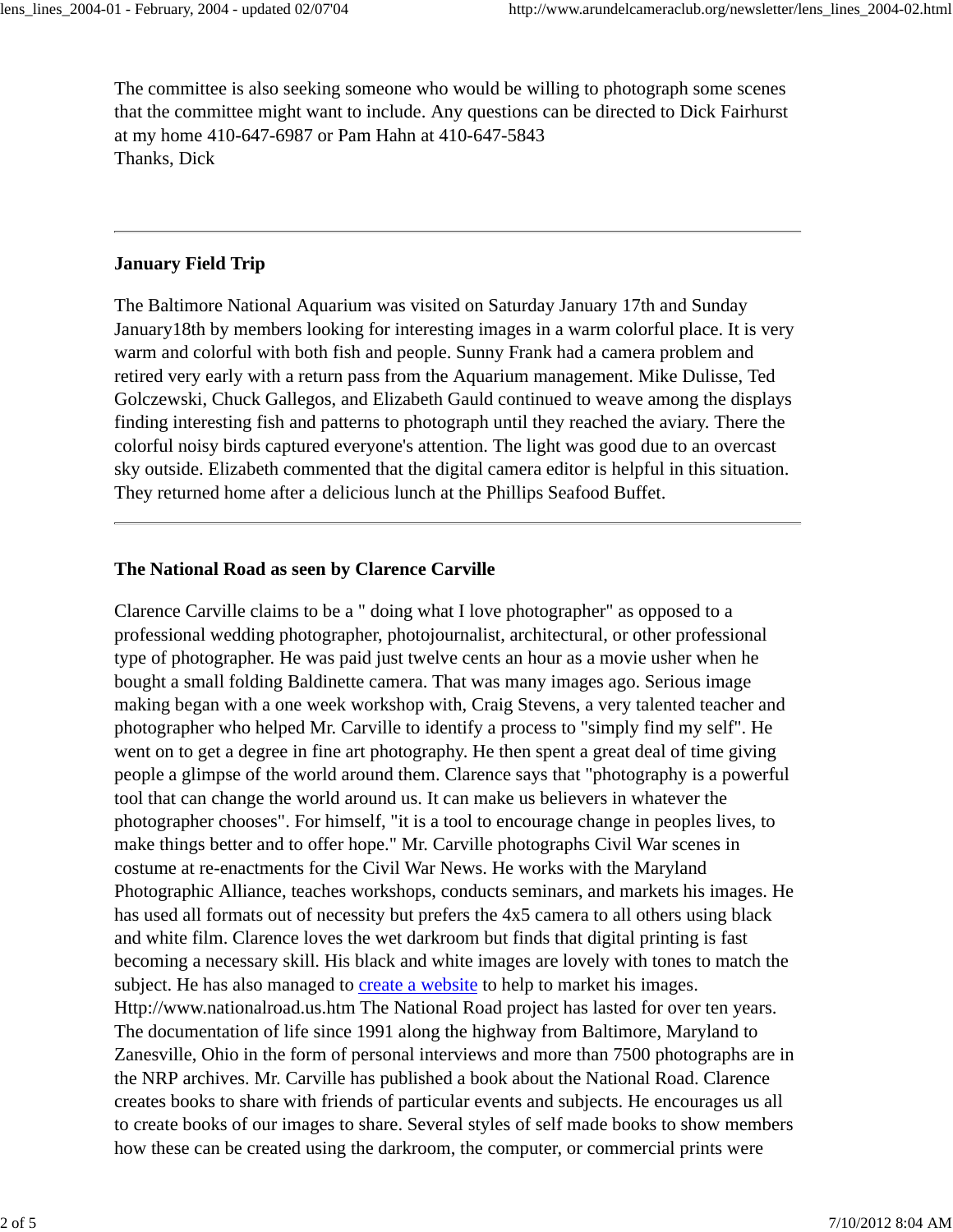The committee is also seeking someone who would be willing to photograph some scenes that the committee might want to include. Any questions can be directed to Dick Fairhurst at my home 410-647-6987 or Pam Hahn at 410-647-5843
Thanks, Dick

---

**January Field Trip**

The Baltimore National Aquarium was visited on Saturday January 17th and Sunday January18th by members looking for interesting images in a warm colorful place. It is very warm and colorful with both fish and people. Sunny Frank had a camera problem and retired very early with a return pass from the Aquarium management. Mike Dulisse, Ted Golczewski, Chuck Gallegos, and Elizabeth Gauld continued to weave among the displays finding interesting fish and patterns to photograph until they reached the aviary. There the colorful noisy birds captured everyone's attention. The light was good due to an overcast sky outside. Elizabeth commented that the digital camera editor is helpful in this situation. They returned home after a delicious lunch at the Phillips Seafood Buffet.

---

**The National Road as seen by Clarence Carville**

Clarence Carville claims to be a " doing what I love photographer" as opposed to a professional wedding photographer, photojournalist, architectural, or other professional type of photographer. He was paid just twelve cents an hour as a movie usher when he bought a small folding Baldinette camera. That was many images ago. Serious image making began with a one week workshop with, Craig Stevens, a very talented teacher and photographer who helped Mr. Carville to identify a process to "simply find my self". He went on to get a degree in fine art photography. He then spent a great deal of time giving people a glimpse of the world around them. Clarence says that "photography is a powerful tool that can change the world around us. It can make us believers in whatever the photographer chooses". For himself, "it is a tool to encourage change in peoples lives, to make things better and to offer hope." Mr. Carville photographs Civil War scenes in costume at re-enactments for the Civil War News. He works with the Maryland Photographic Alliance, teaches workshops, conducts seminars, and markets his images. He has used all formats out of necessity but prefers the 4x5 camera to all others using black and white film. Clarence loves the wet darkroom but finds that digital printing is fast becoming a necessary skill. His black and white images are lovely with tones to match the subject. He has also managed to create a website to help to market his images. Http://www.nationalroad.us.htm The National Road project has lasted for over ten years. The documentation of life since 1991 along the highway from Baltimore, Maryland to Zanesville, Ohio in the form of personal interviews and more than 7500 photographs are in the NRP archives. Mr. Carville has published a book about the National Road. Clarence creates books to share with friends of particular events and subjects. He encourages us all to create books of our images to share. Several styles of self made books to show members how these can be created using the darkroom, the computer, or commercial prints were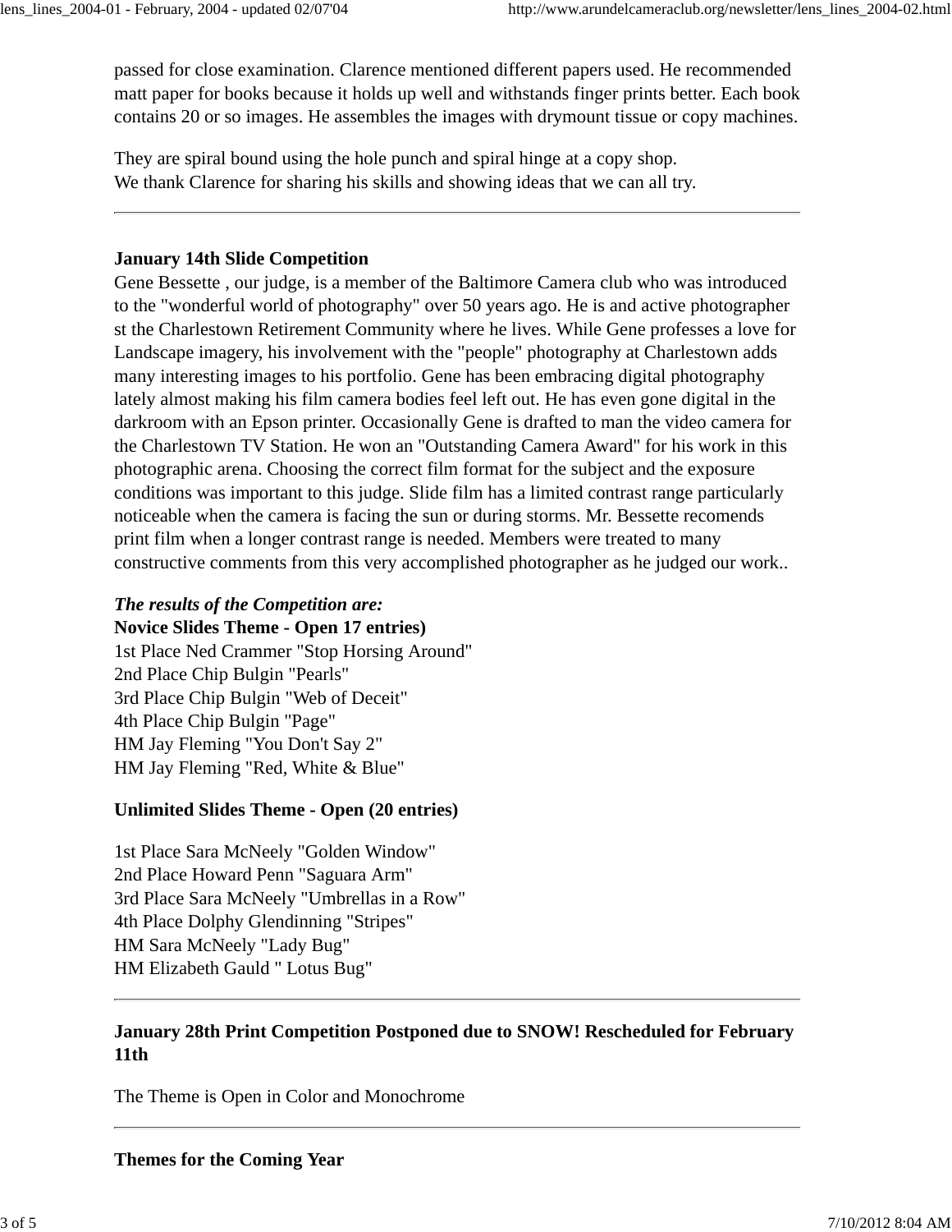passed for close examination. Clarence mentioned different papers used. He recommended matt paper for books because it holds up well and withstands finger prints better. Each book contains 20 or so images. He assembles the images with drymount tissue or copy machines.

They are spiral bound using the hole punch and spiral hinge at a copy shop.
We thank Clarence for sharing his skills and showing ideas that we can all try.

---

**January 14th Slide Competition**

Gene Bessette , our judge, is a member of the Baltimore Camera club who was introduced to the "wonderful world of photography" over 50 years ago. He is and active photographer st the Charlestown Retirement Community where he lives. While Gene professes a love for Landscape imagery, his involvement with the "people" photography at Charlestown adds many interesting images to his portfolio. Gene has been embracing digital photography lately almost making his film camera bodies feel left out. He has even gone digital in the darkroom with an Epson printer. Occasionally Gene is drafted to man the video camera for the Charlestown TV Station. He won an "Outstanding Camera Award" for his work in this photographic arena. Choosing the correct film format for the subject and the exposure conditions was important to this judge. Slide film has a limited contrast range particularly noticeable when the camera is facing the sun or during storms. Mr. Bessette recomends print film when a longer contrast range is needed. Members were treated to many constructive comments from this very accomplished photographer as he judged our work..

***The results of the Competition are:***

**Novice Slides Theme - Open 17 entries)**

1st Place Ned Crammer "Stop Horsing Around"
2nd Place Chip Bulgin "Pearls"
3rd Place Chip Bulgin "Web of Deceit"
4th Place Chip Bulgin "Page"
HM Jay Fleming "You Don't Say 2"
HM Jay Fleming "Red, White & Blue"

**Unlimited Slides Theme - Open (20 entries)**

1st Place Sara McNeely "Golden Window"
2nd Place Howard Penn "Saguara Arm"
3rd Place Sara McNeely "Umbrellas in a Row"
4th Place Dolphy Glendinning "Stripes"
HM Sara McNeely "Lady Bug"
HM Elizabeth Gauld " Lotus Bug"

---

**January 28th Print Competition Postponed due to SNOW! Rescheduled for February 11th**

The Theme is Open in Color and Monochrome

---

**Themes for the Coming Year**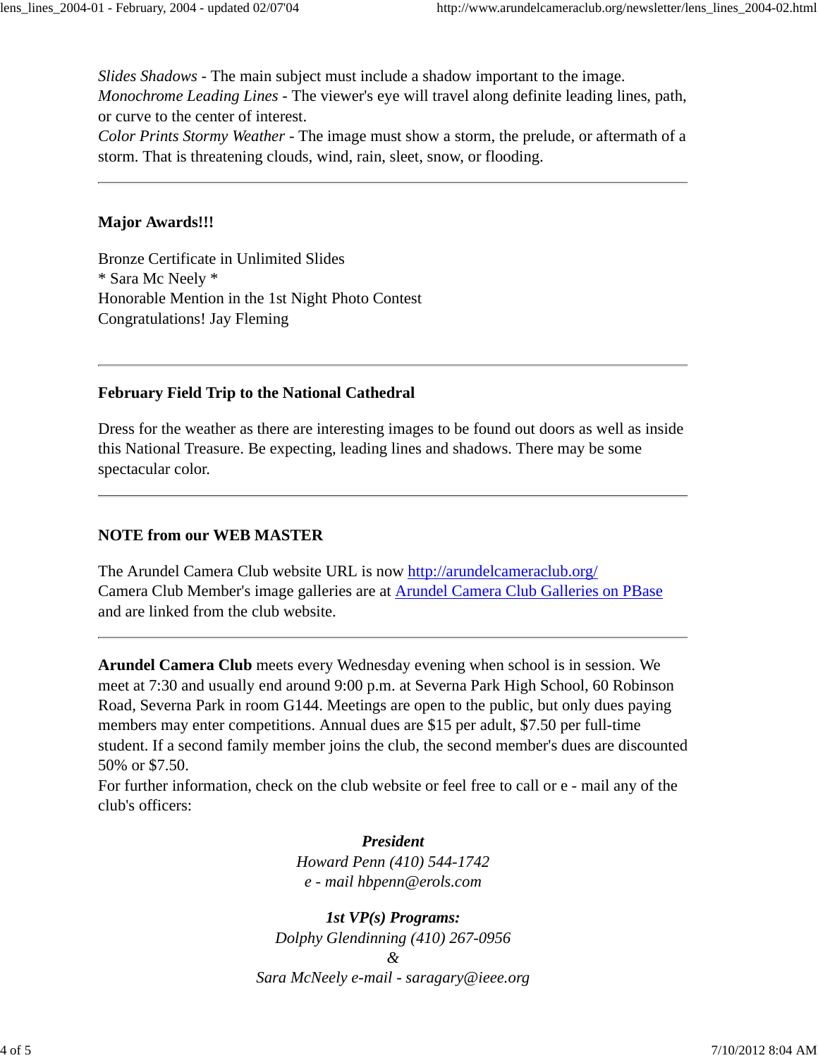*Slides Shadows* - The main subject must include a shadow important to the image.
*Monochrome Leading Lines* - The viewer's eye will travel along definite leading lines, path, or curve to the center of interest.
*Color Prints Stormy Weather* - The image must show a storm, the prelude, or aftermath of a storm. That is threatening clouds, wind, rain, sleet, snow, or flooding.

---

### Major Awards!!!

Bronze Certificate in Unlimited Slides
* Sara Mc Neely *
Honorable Mention in the 1st Night Photo Contest
Congratulations! Jay Fleming

---

### February Field Trip to the National Cathedral

Dress for the weather as there are interesting images to be found out doors as well as inside this National Treasure. Be expecting, leading lines and shadows. There may be some spectacular color.

---

### NOTE from our WEB MASTER

The Arundel Camera Club website URL is now [http://arundelcameraclub.org/](http://arundelcameraclub.org/)
Camera Club Member's image galleries are at [Arundel Camera Club Galleries on PBase](#) and are linked from the club website.

---

**Arundel Camera Club** meets every Wednesday evening when school is in session. We meet at 7:30 and usually end around 9:00 p.m. at Severna Park High School, 60 Robinson Road, Severna Park in room G144. Meetings are open to the public, but only dues paying members may enter competitions. Annual dues are $15 per adult, $7.50 per full-time student. If a second family member joins the club, the second member's dues are discounted 50% or $7.50.
For further information, check on the club website or feel free to call or e - mail any of the club's officers:

***President***
*Howard Penn (410) 544-1742*
*e - mail hbpenn@erols.com*

***1st VP(s) Programs:***
*Dolphy Glendinning (410) 267-0956*
*&*
*Sara McNeely e-mail - saragary@ieee.org*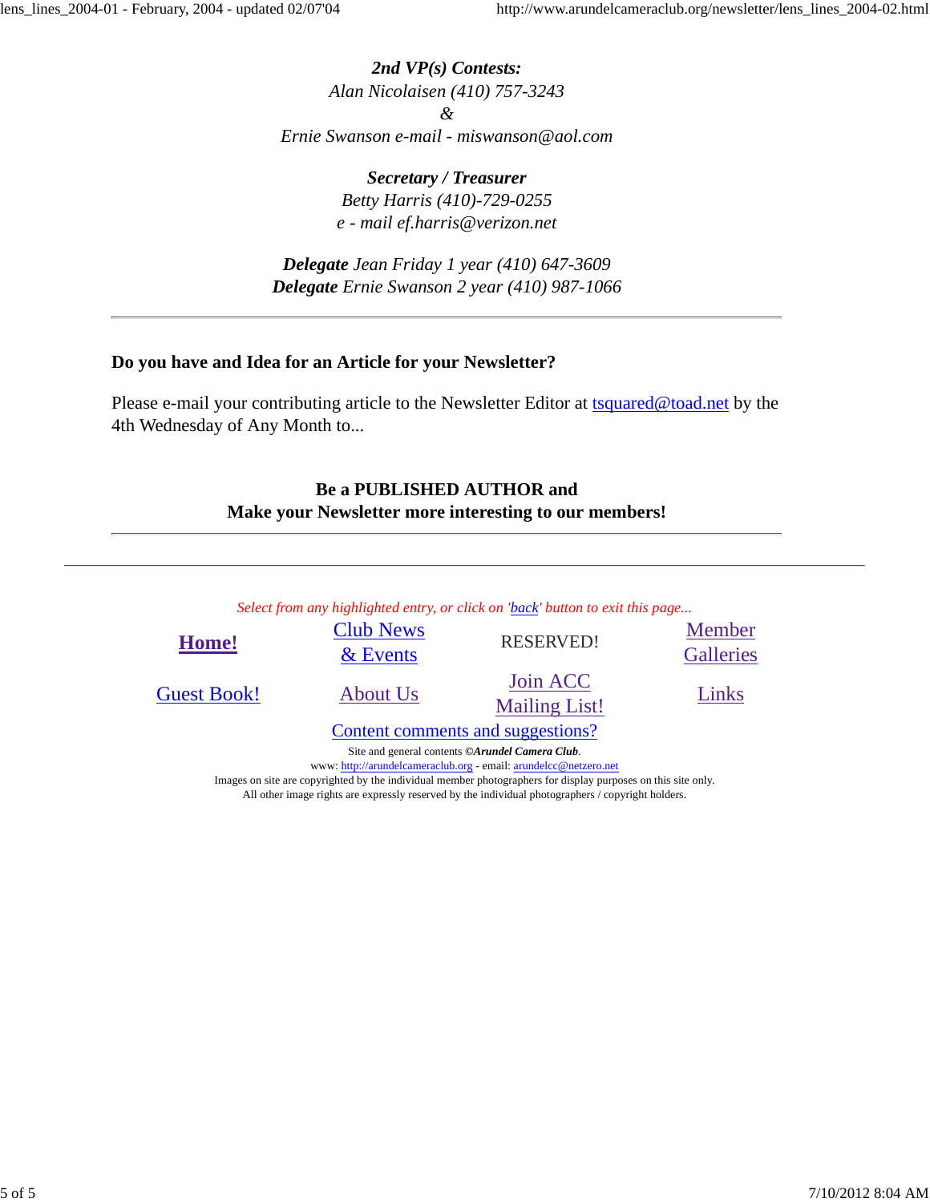***2nd VP(s) Contests:***
*Alan Nicolaisen (410) 757-3243*
*&*
*Ernie Swanson e-mail - miswanson@aol.com*

***Secretary / Treasurer***
*Betty Harris (410)-729-0255*
*e - mail ef.harris@verizon.net*

***Delegate*** *Jean Friday 1 year (410) 647-3609*
***Delegate*** *Ernie Swanson 2 year (410) 987-1066*

---

**Do you have and Idea for an Article for your Newsletter?**

Please e-mail your contributing article to the Newsletter Editor at tsquared@toad.net by the 4th Wednesday of Any Month to...

**Be a PUBLISHED AUTHOR and**
**Make your Newsletter more interesting to our members!**

---

*Select from any highlighted entry, or click on 'back' button to exit this page...*

| | | | |
|---|---|---|---|
| **Home!** | Club News & Events | RESERVED! | Member Galleries |
| Guest Book! | About Us | Join ACC Mailing List! | Links |

Content comments and suggestions?

Site and general contents ©***Arundel Camera Club***.
www: http://arundelcameraclub.org - email: arundelcc@netzero.net
Images on site are copyrighted by the individual member photographers for display purposes on this site only.
All other image rights are expressly reserved by the individual photographers / copyright holders.